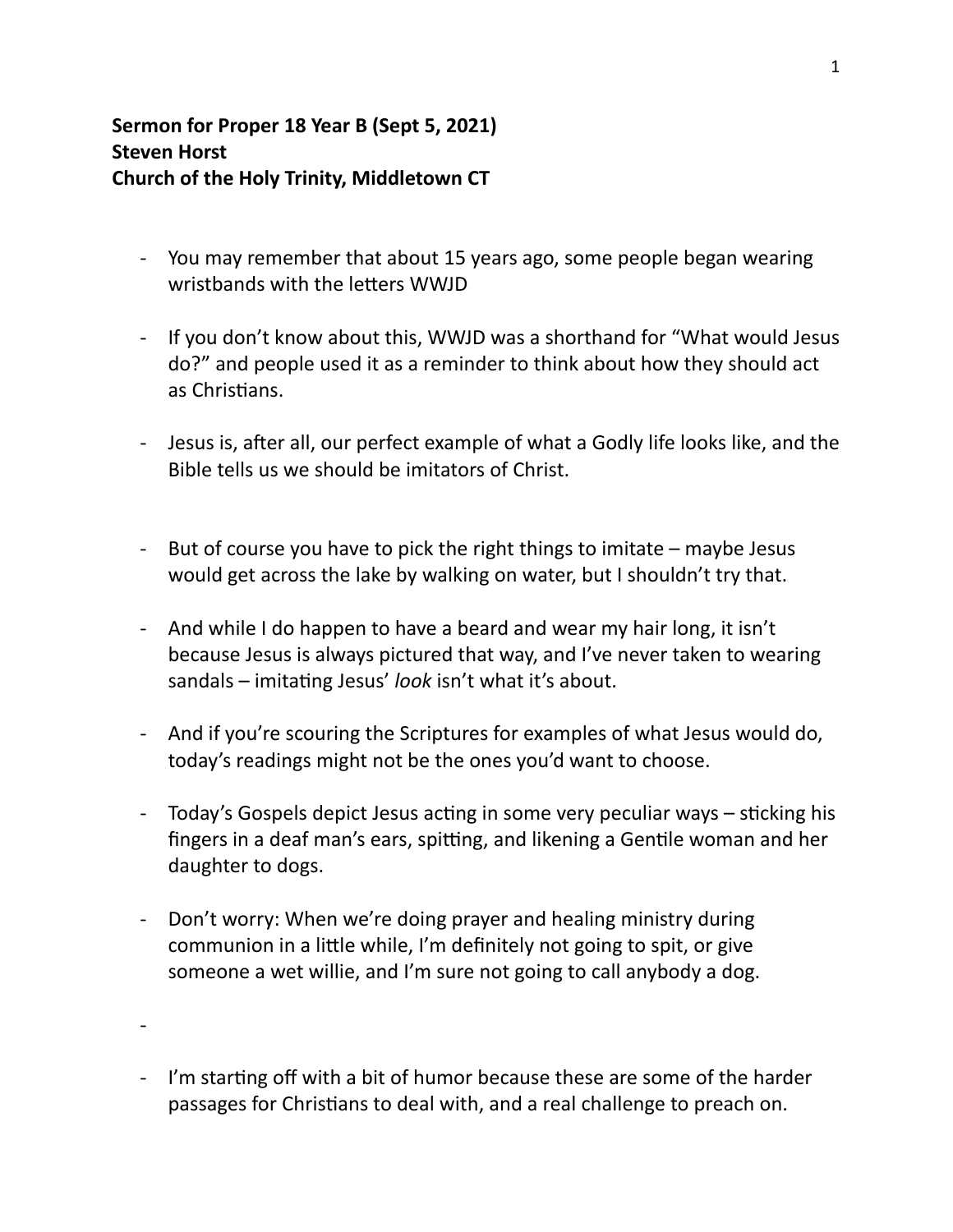**Sermon for Proper 18 Year B (Sept 5, 2021)**
**Steven Horst**
**Church of the Holy Trinity, Middletown CT**

- You may remember that about 15 years ago, some people began wearing wristbands with the letters WWJD

- If you don't know about this, WWJD was a shorthand for "What would Jesus do?" and people used it as a reminder to think about how they should act as Christians.

- Jesus is, after all, our perfect example of what a Godly life looks like, and the Bible tells us we should be imitators of Christ.

- But of course you have to pick the right things to imitate – maybe Jesus would get across the lake by walking on water, but I shouldn't try that.

- And while I do happen to have a beard and wear my hair long, it isn't because Jesus is always pictured that way, and I've never taken to wearing sandals – imitating Jesus' *look* isn't what it's about.

- And if you're scouring the Scriptures for examples of what Jesus would do, today's readings might not be the ones you'd want to choose.

- Today's Gospels depict Jesus acting in some very peculiar ways – sticking his fingers in a deaf man's ears, spitting, and likening a Gentile woman and her daughter to dogs.

- Don't worry: When we're doing prayer and healing ministry during communion in a little while, I'm definitely not going to spit, or give someone a wet willie, and I'm sure not going to call anybody a dog.

-

- I'm starting off with a bit of humor because these are some of the harder passages for Christians to deal with, and a real challenge to preach on.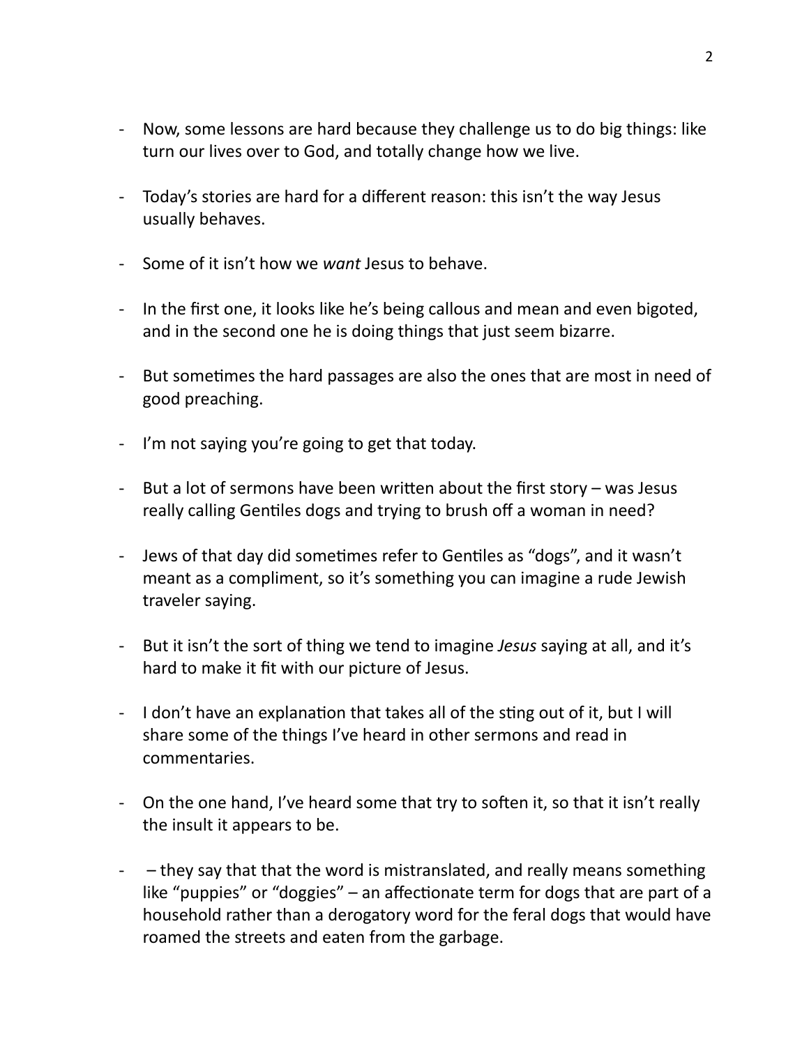- Now, some lessons are hard because they challenge us to do big things: like turn our lives over to God, and totally change how we live.

- Today's stories are hard for a different reason: this isn't the way Jesus usually behaves.

- Some of it isn't how we *want* Jesus to behave.

- In the first one, it looks like he's being callous and mean and even bigoted, and in the second one he is doing things that just seem bizarre.

- But sometimes the hard passages are also the ones that are most in need of good preaching.

- I'm not saying you're going to get that today.

- But a lot of sermons have been written about the first story – was Jesus really calling Gentiles dogs and trying to brush off a woman in need?

- Jews of that day did sometimes refer to Gentiles as "dogs", and it wasn't meant as a compliment, so it's something you can imagine a rude Jewish traveler saying.

- But it isn't the sort of thing we tend to imagine *Jesus* saying at all, and it's hard to make it fit with our picture of Jesus.

- I don't have an explanation that takes all of the sting out of it, but I will share some of the things I've heard in other sermons and read in commentaries.

- On the one hand, I've heard some that try to soften it, so that it isn't really the insult it appears to be.

- – they say that that the word is mistranslated, and really means something like "puppies" or "doggies" – an affectionate term for dogs that are part of a household rather than a derogatory word for the feral dogs that would have roamed the streets and eaten from the garbage.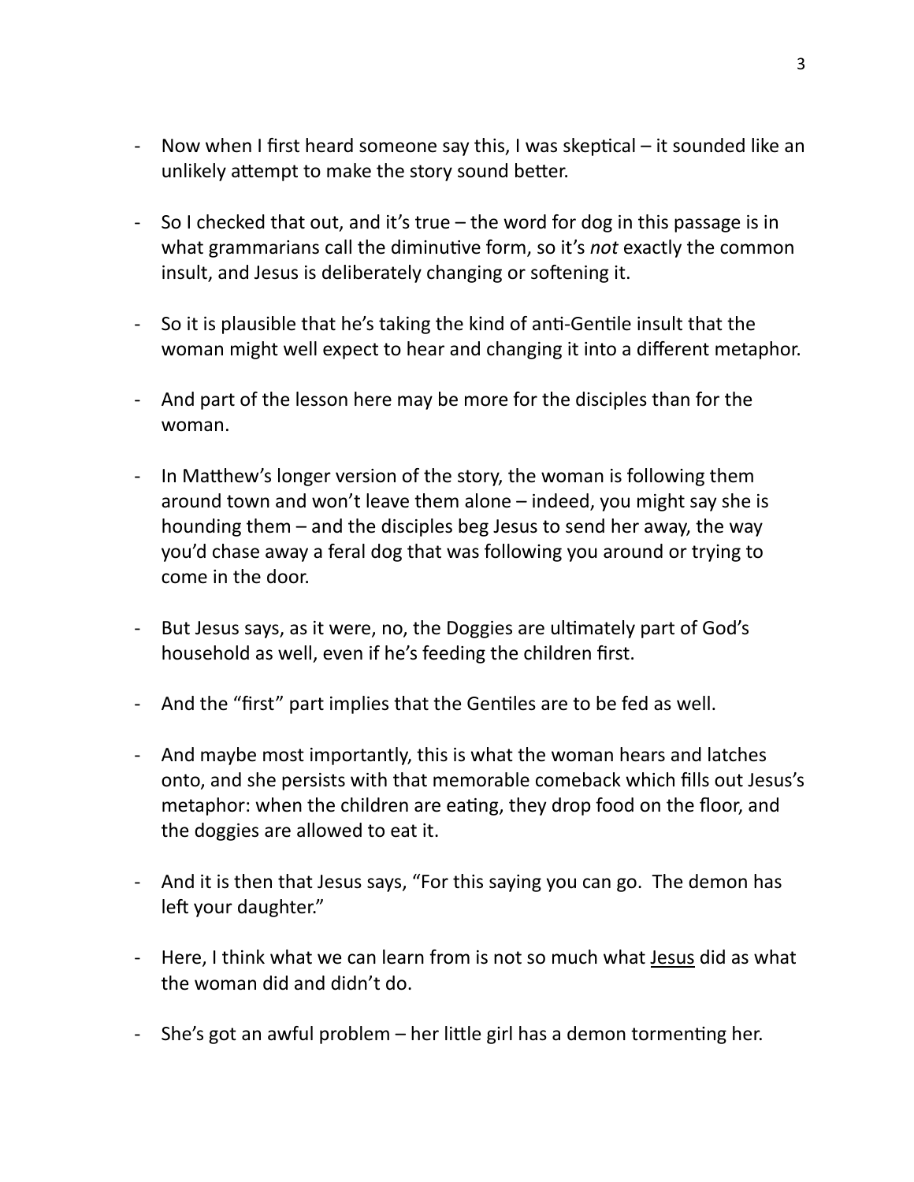- Now when I first heard someone say this, I was skeptical – it sounded like an unlikely attempt to make the story sound better.

- So I checked that out, and it's true – the word for dog in this passage is in what grammarians call the diminutive form, so it's *not* exactly the common insult, and Jesus is deliberately changing or softening it.

- So it is plausible that he's taking the kind of anti-Gentile insult that the woman might well expect to hear and changing it into a different metaphor.

- And part of the lesson here may be more for the disciples than for the woman.

- In Matthew's longer version of the story, the woman is following them around town and won't leave them alone – indeed, you might say she is hounding them – and the disciples beg Jesus to send her away, the way you'd chase away a feral dog that was following you around or trying to come in the door.

- But Jesus says, as it were, no, the Doggies are ultimately part of God's household as well, even if he's feeding the children first.

- And the "first" part implies that the Gentiles are to be fed as well.

- And maybe most importantly, this is what the woman hears and latches onto, and she persists with that memorable comeback which fills out Jesus's metaphor: when the children are eating, they drop food on the floor, and the doggies are allowed to eat it.

- And it is then that Jesus says, "For this saying you can go. The demon has left your daughter."

- Here, I think what we can learn from is not so much what <u>Jesus</u> did as what the woman did and didn't do.

- She's got an awful problem – her little girl has a demon tormenting her.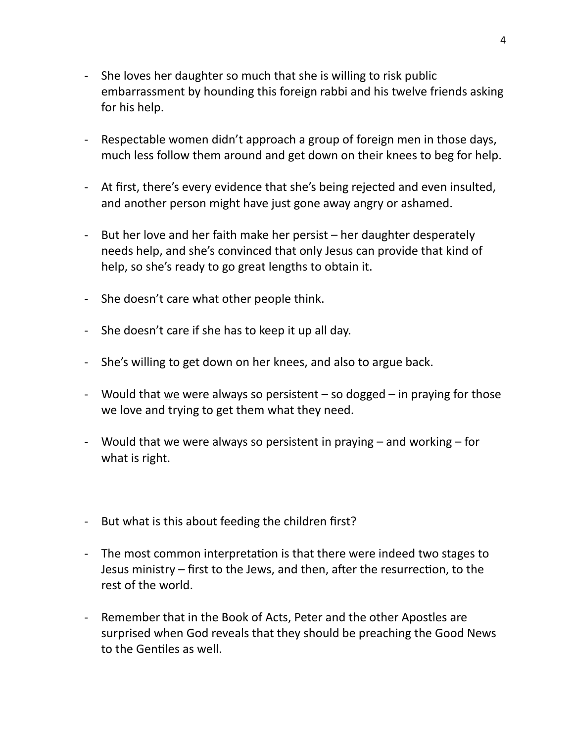- She loves her daughter so much that she is willing to risk public embarrassment by hounding this foreign rabbi and his twelve friends asking for his help.

- Respectable women didn't approach a group of foreign men in those days, much less follow them around and get down on their knees to beg for help.

- At first, there's every evidence that she's being rejected and even insulted, and another person might have just gone away angry or ashamed.

- But her love and her faith make her persist – her daughter desperately needs help, and she's convinced that only Jesus can provide that kind of help, so she's ready to go great lengths to obtain it.

- She doesn't care what other people think.

- She doesn't care if she has to keep it up all day.

- She's willing to get down on her knees, and also to argue back.

- Would that <u>we</u> were always so persistent – so dogged – in praying for those we love and trying to get them what they need.

- Would that we were always so persistent in praying – and working – for what is right.

- But what is this about feeding the children first?

- The most common interpretation is that there were indeed two stages to Jesus ministry – first to the Jews, and then, after the resurrection, to the rest of the world.

- Remember that in the Book of Acts, Peter and the other Apostles are surprised when God reveals that they should be preaching the Good News to the Gentiles as well.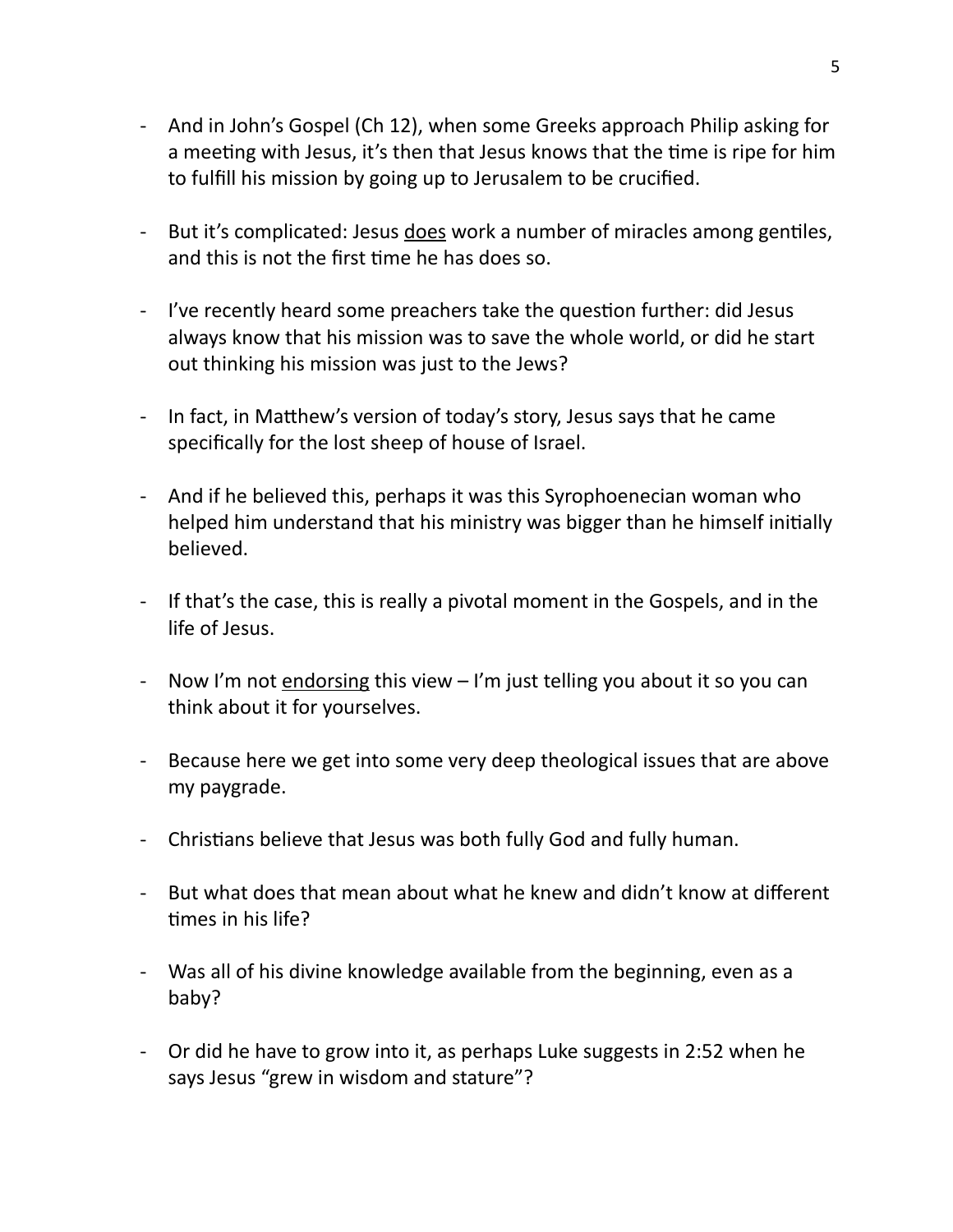- And in John's Gospel (Ch 12), when some Greeks approach Philip asking for a meeting with Jesus, it's then that Jesus knows that the time is ripe for him to fulfill his mission by going up to Jerusalem to be crucified.

- But it's complicated: Jesus <u>does</u> work a number of miracles among gentiles, and this is not the first time he has does so.

- I've recently heard some preachers take the question further: did Jesus always know that his mission was to save the whole world, or did he start out thinking his mission was just to the Jews?

- In fact, in Matthew's version of today's story, Jesus says that he came specifically for the lost sheep of house of Israel.

- And if he believed this, perhaps it was this Syrophoenecian woman who helped him understand that his ministry was bigger than he himself initially believed.

- If that's the case, this is really a pivotal moment in the Gospels, and in the life of Jesus.

- Now I'm not <u>endorsing</u> this view – I'm just telling you about it so you can think about it for yourselves.

- Because here we get into some very deep theological issues that are above my paygrade.

- Christians believe that Jesus was both fully God and fully human.

- But what does that mean about what he knew and didn't know at different times in his life?

- Was all of his divine knowledge available from the beginning, even as a baby?

- Or did he have to grow into it, as perhaps Luke suggests in 2:52 when he says Jesus "grew in wisdom and stature"?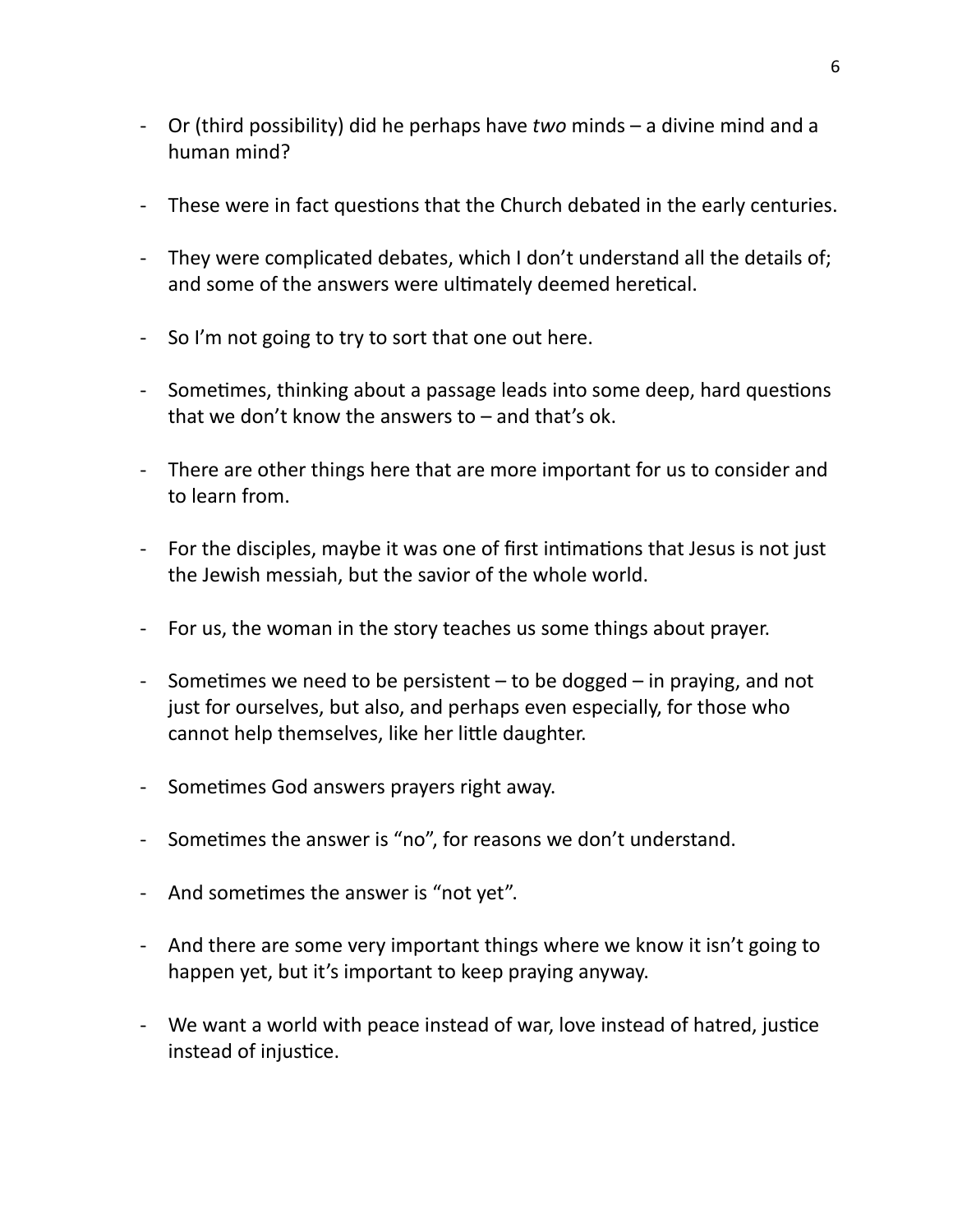- Or (third possibility) did he perhaps have *two* minds – a divine mind and a human mind?

- These were in fact questions that the Church debated in the early centuries.

- They were complicated debates, which I don't understand all the details of; and some of the answers were ultimately deemed heretical.

- So I'm not going to try to sort that one out here.

- Sometimes, thinking about a passage leads into some deep, hard questions that we don't know the answers to – and that's ok.

- There are other things here that are more important for us to consider and to learn from.

- For the disciples, maybe it was one of first intimations that Jesus is not just the Jewish messiah, but the savior of the whole world.

- For us, the woman in the story teaches us some things about prayer.

- Sometimes we need to be persistent – to be dogged – in praying, and not just for ourselves, but also, and perhaps even especially, for those who cannot help themselves, like her little daughter.

- Sometimes God answers prayers right away.

- Sometimes the answer is "no", for reasons we don't understand.

- And sometimes the answer is "not yet".

- And there are some very important things where we know it isn't going to happen yet, but it's important to keep praying anyway.

- We want a world with peace instead of war, love instead of hatred, justice instead of injustice.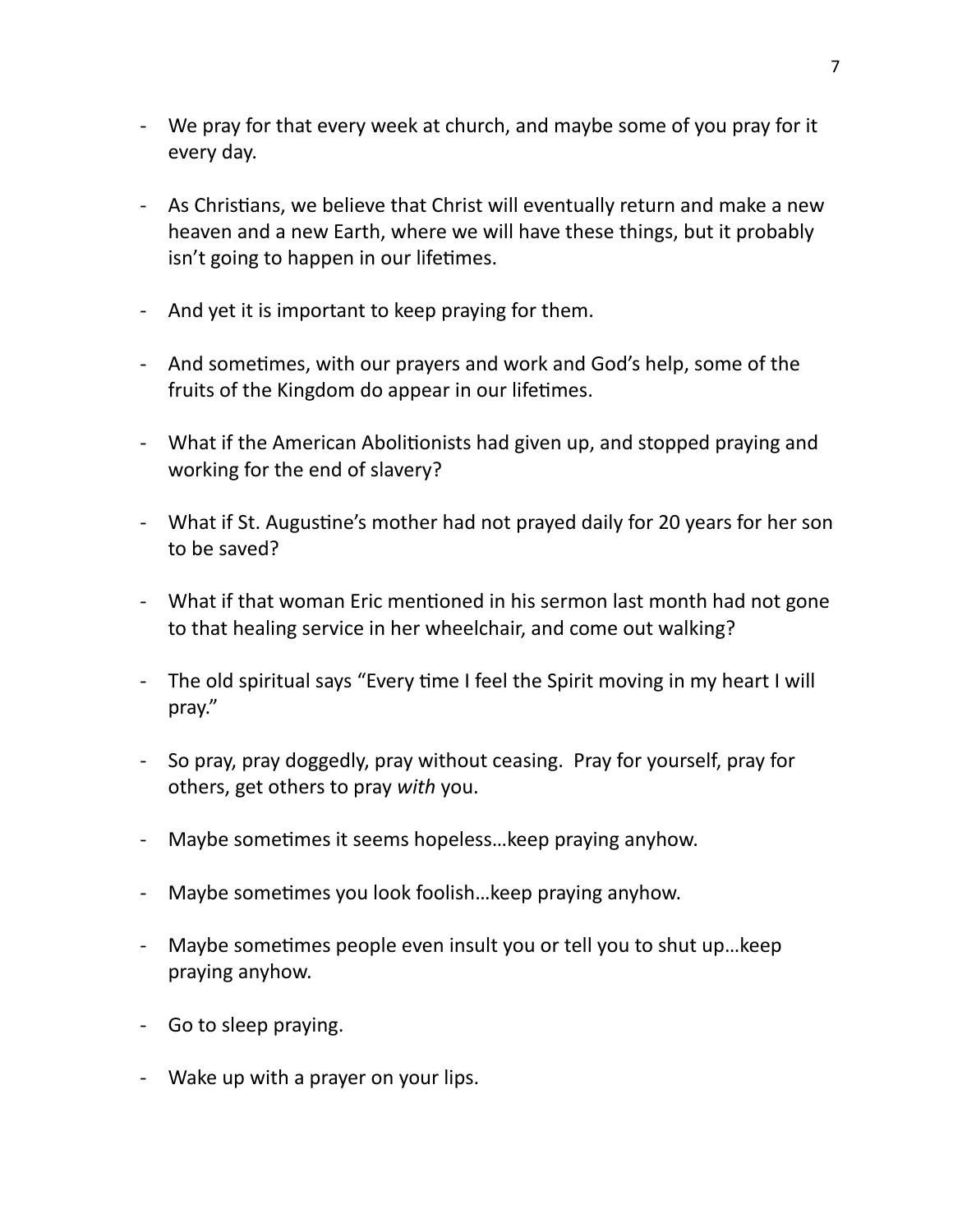- We pray for that every week at church, and maybe some of you pray for it every day.

- As Christians, we believe that Christ will eventually return and make a new heaven and a new Earth, where we will have these things, but it probably isn't going to happen in our lifetimes.

- And yet it is important to keep praying for them.

- And sometimes, with our prayers and work and God's help, some of the fruits of the Kingdom do appear in our lifetimes.

- What if the American Abolitionists had given up, and stopped praying and working for the end of slavery?

- What if St. Augustine's mother had not prayed daily for 20 years for her son to be saved?

- What if that woman Eric mentioned in his sermon last month had not gone to that healing service in her wheelchair, and come out walking?

- The old spiritual says "Every time I feel the Spirit moving in my heart I will pray."

- So pray, pray doggedly, pray without ceasing. Pray for yourself, pray for others, get others to pray *with* you.

- Maybe sometimes it seems hopeless…keep praying anyhow.

- Maybe sometimes you look foolish…keep praying anyhow.

- Maybe sometimes people even insult you or tell you to shut up…keep praying anyhow.

- Go to sleep praying.

- Wake up with a prayer on your lips.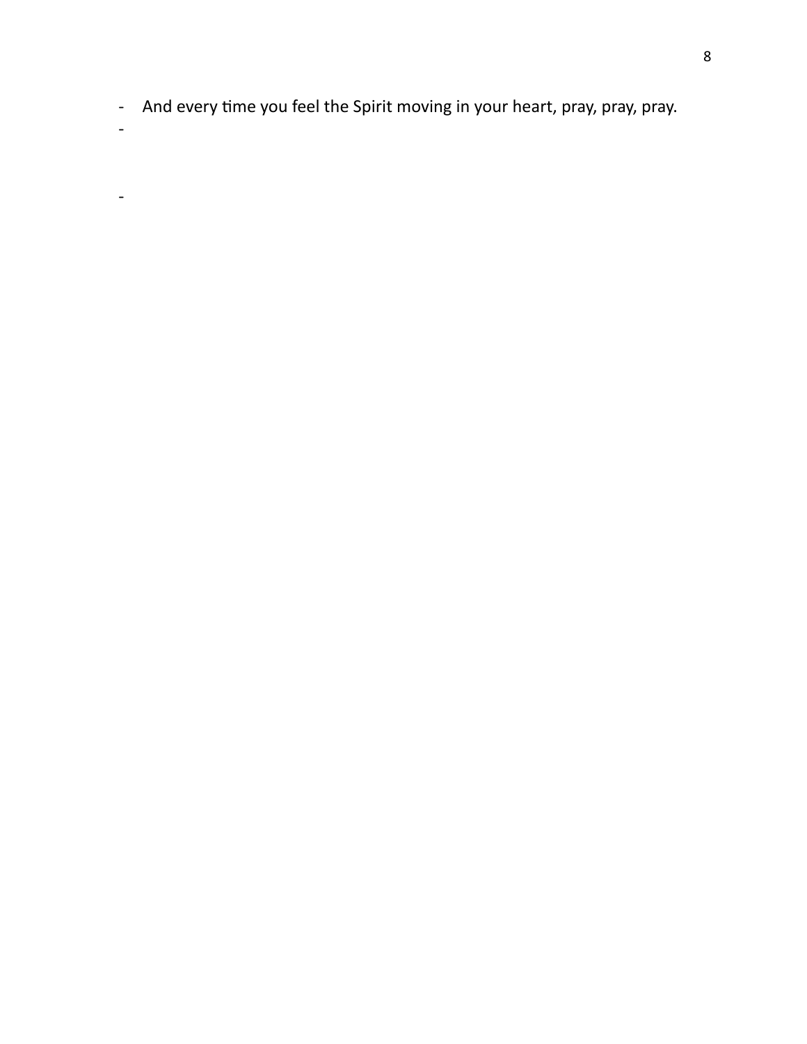- And every time you feel the Spirit moving in your heart, pray, pray, pray.
-
-